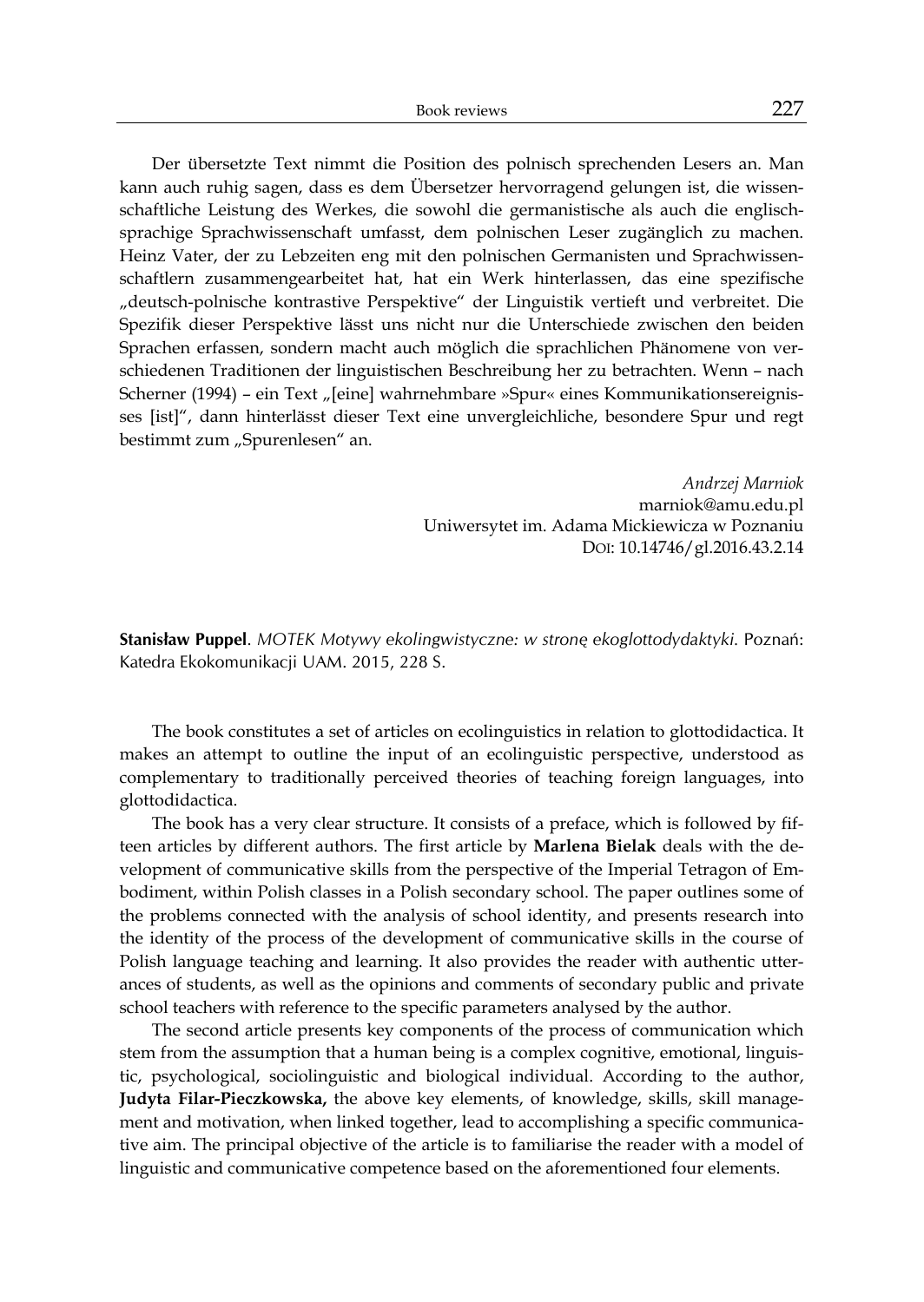Der übersetzte Text nimmt die Position des polnisch sprechenden Lesers an. Man kann auch ruhig sagen, dass es dem Übersetzer hervorragend gelungen ist, die wissenschaftliche Leistung des Werkes, die sowohl die germanistische als auch die englischsprachige Sprachwissenschaft umfasst, dem polnischen Leser zugänglich zu machen. Heinz Vater, der zu Lebzeiten eng mit den polnischen Germanisten und Sprachwissenschaftlern zusammengearbeitet hat, hat ein Werk hinterlassen, das eine spezifische „deutsch-polnische kontrastive Perspektive" der Linguistik vertieft und verbreitet. Die Spezifik dieser Perspektive lässt uns nicht nur die Unterschiede zwischen den beiden Sprachen erfassen, sondern macht auch möglich die sprachlichen Phänomene von verschiedenen Traditionen der linguistischen Beschreibung her zu betrachten. Wenn – nach Scherner (1994) – ein Text „[eine] wahrnehmbare »Spur« eines Kommunikationsereignisses [ist]", dann hinterlässt dieser Text eine unvergleichliche, besondere Spur und regt bestimmt zum „Spurenlesen" an.

*Andrzej Marniok*
marniok@amu.edu.pl
Uniwersytet im. Adama Mickiewicza w Poznaniu
DOI: 10.14746/gl.2016.43.2.14

**Stanisław Puppel**. *MOTEK Motywy ekolingwistyczne: w stronę ekoglottodydaktyki*. Poznań: Katedra Ekokomunikacji UAM. 2015, 228 S.

The book constitutes a set of articles on ecolinguistics in relation to glottodidactica. It makes an attempt to outline the input of an ecolinguistic perspective, understood as complementary to traditionally perceived theories of teaching foreign languages, into glottodidactica.

The book has a very clear structure. It consists of a preface, which is followed by fifteen articles by different authors. The first article by **Marlena Bielak** deals with the development of communicative skills from the perspective of the Imperial Tetragon of Embodiment, within Polish classes in a Polish secondary school. The paper outlines some of the problems connected with the analysis of school identity, and presents research into the identity of the process of the development of communicative skills in the course of Polish language teaching and learning. It also provides the reader with authentic utterances of students, as well as the opinions and comments of secondary public and private school teachers with reference to the specific parameters analysed by the author.

The second article presents key components of the process of communication which stem from the assumption that a human being is a complex cognitive, emotional, linguistic, psychological, sociolinguistic and biological individual. According to the author, **Judyta Filar-Pieczkowska,** the above key elements, of knowledge, skills, skill management and motivation, when linked together, lead to accomplishing a specific communicative aim. The principal objective of the article is to familiarise the reader with a model of linguistic and communicative competence based on the aforementioned four elements.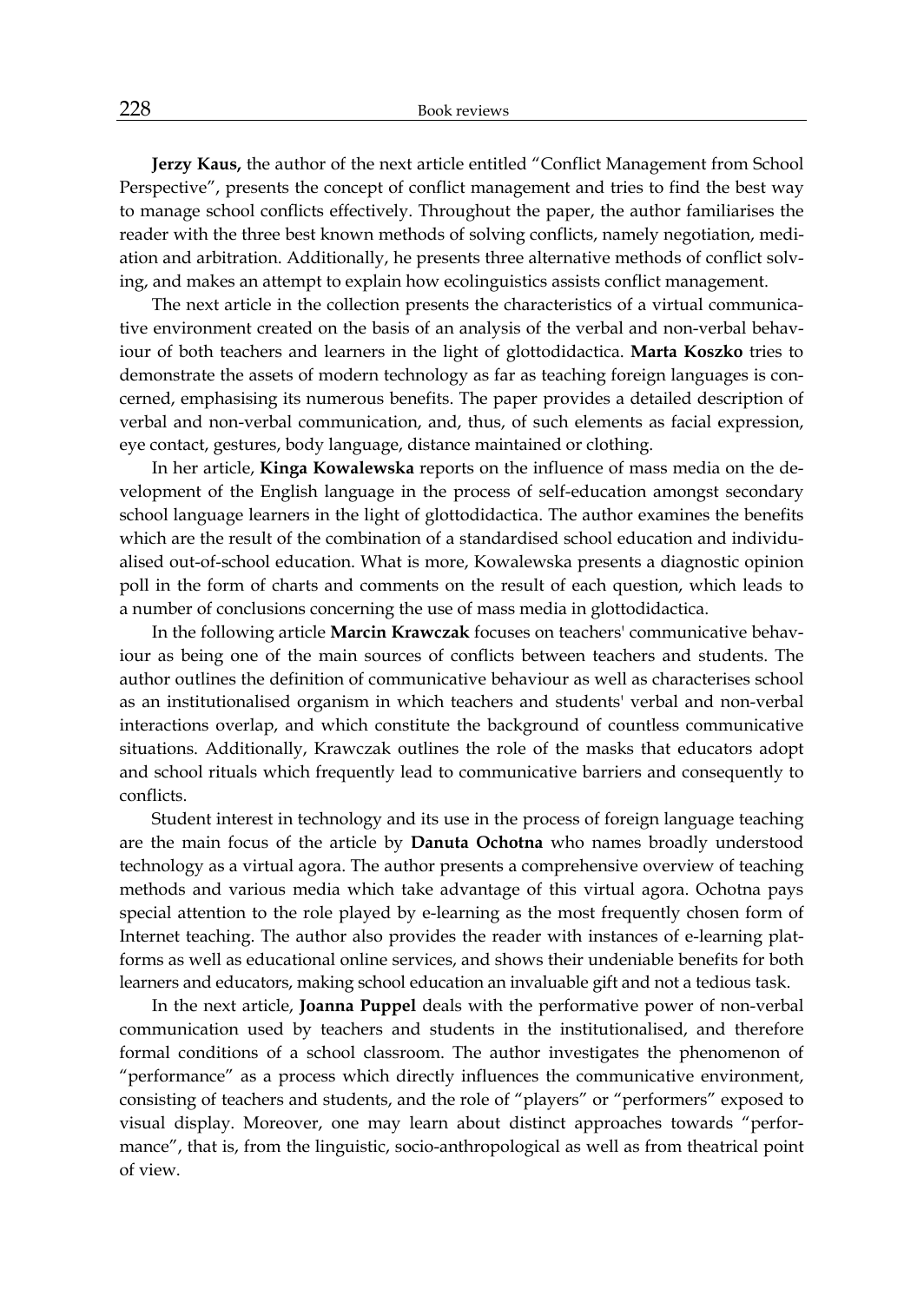**Jerzy Kaus,** the author of the next article entitled "Conflict Management from School Perspective", presents the concept of conflict management and tries to find the best way to manage school conflicts effectively. Throughout the paper, the author familiarises the reader with the three best known methods of solving conflicts, namely negotiation, mediation and arbitration. Additionally, he presents three alternative methods of conflict solving, and makes an attempt to explain how ecolinguistics assists conflict management.

The next article in the collection presents the characteristics of a virtual communicative environment created on the basis of an analysis of the verbal and non-verbal behaviour of both teachers and learners in the light of glottodidactica. **Marta Koszko** tries to demonstrate the assets of modern technology as far as teaching foreign languages is concerned, emphasising its numerous benefits. The paper provides a detailed description of verbal and non-verbal communication, and, thus, of such elements as facial expression, eye contact, gestures, body language, distance maintained or clothing.

In her article, **Kinga Kowalewska** reports on the influence of mass media on the development of the English language in the process of self-education amongst secondary school language learners in the light of glottodidactica. The author examines the benefits which are the result of the combination of a standardised school education and individualised out-of-school education. What is more, Kowalewska presents a diagnostic opinion poll in the form of charts and comments on the result of each question, which leads to a number of conclusions concerning the use of mass media in glottodidactica.

In the following article **Marcin Krawczak** focuses on teachers' communicative behaviour as being one of the main sources of conflicts between teachers and students. The author outlines the definition of communicative behaviour as well as characterises school as an institutionalised organism in which teachers and students' verbal and non-verbal interactions overlap, and which constitute the background of countless communicative situations. Additionally, Krawczak outlines the role of the masks that educators adopt and school rituals which frequently lead to communicative barriers and consequently to conflicts.

Student interest in technology and its use in the process of foreign language teaching are the main focus of the article by **Danuta Ochotna** who names broadly understood technology as a virtual agora. The author presents a comprehensive overview of teaching methods and various media which take advantage of this virtual agora. Ochotna pays special attention to the role played by e-learning as the most frequently chosen form of Internet teaching. The author also provides the reader with instances of e-learning platforms as well as educational online services, and shows their undeniable benefits for both learners and educators, making school education an invaluable gift and not a tedious task.

In the next article, **Joanna Puppel** deals with the performative power of non-verbal communication used by teachers and students in the institutionalised, and therefore formal conditions of a school classroom. The author investigates the phenomenon of "performance" as a process which directly influences the communicative environment, consisting of teachers and students, and the role of "players" or "performers" exposed to visual display. Moreover, one may learn about distinct approaches towards "performance", that is, from the linguistic, socio-anthropological as well as from theatrical point of view.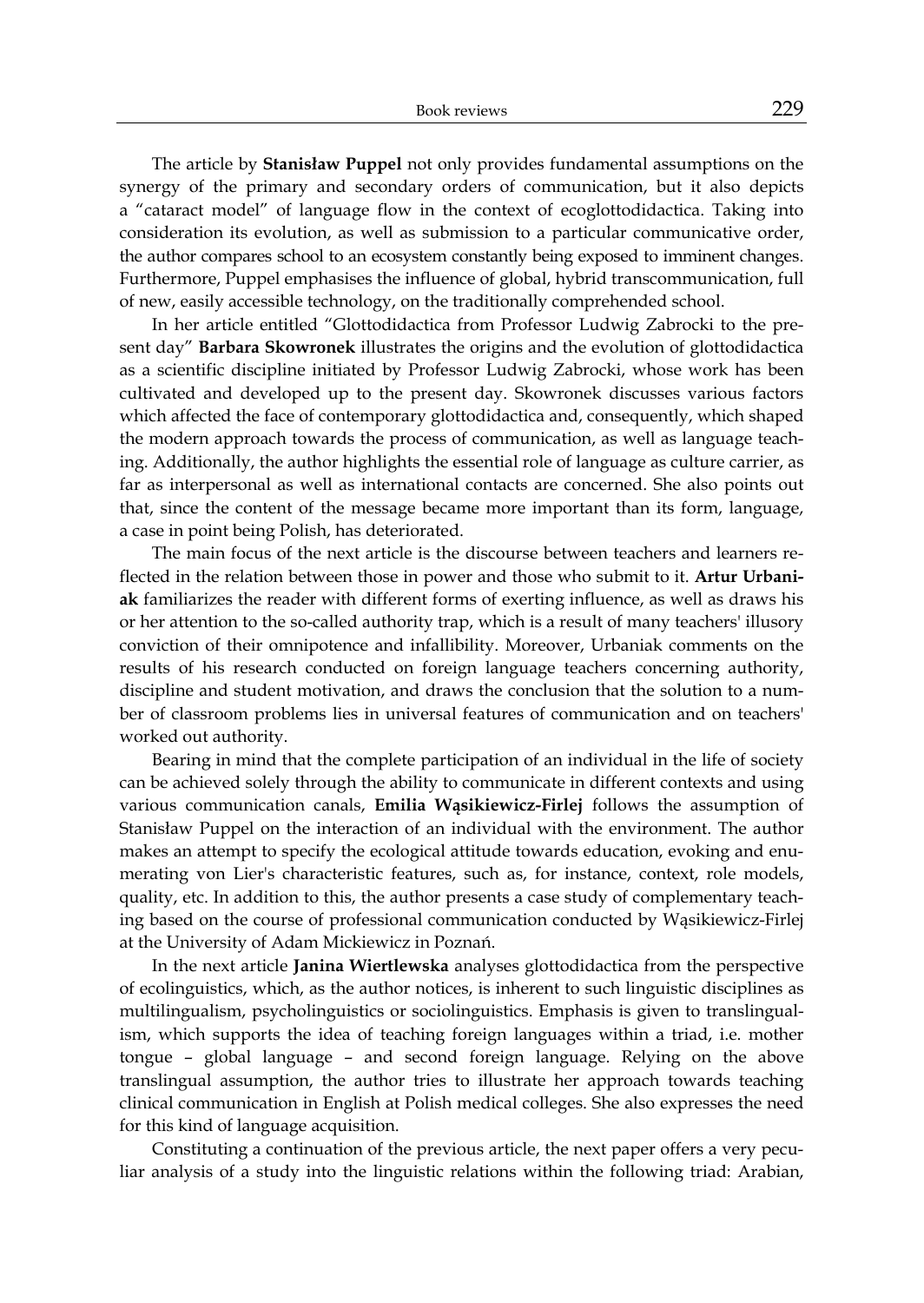The article by **Stanisław Puppel** not only provides fundamental assumptions on the synergy of the primary and secondary orders of communication, but it also depicts a "cataract model" of language flow in the context of ecoglottodidactica. Taking into consideration its evolution, as well as submission to a particular communicative order, the author compares school to an ecosystem constantly being exposed to imminent changes. Furthermore, Puppel emphasises the influence of global, hybrid transcommunication, full of new, easily accessible technology, on the traditionally comprehended school.

In her article entitled "Glottodidactica from Professor Ludwig Zabrocki to the present day" **Barbara Skowronek** illustrates the origins and the evolution of glottodidactica as a scientific discipline initiated by Professor Ludwig Zabrocki, whose work has been cultivated and developed up to the present day. Skowronek discusses various factors which affected the face of contemporary glottodidactica and, consequently, which shaped the modern approach towards the process of communication, as well as language teaching. Additionally, the author highlights the essential role of language as culture carrier, as far as interpersonal as well as international contacts are concerned. She also points out that, since the content of the message became more important than its form, language, a case in point being Polish, has deteriorated.

The main focus of the next article is the discourse between teachers and learners reflected in the relation between those in power and those who submit to it. **Artur Urbaniak** familiarizes the reader with different forms of exerting influence, as well as draws his or her attention to the so-called authority trap, which is a result of many teachers' illusory conviction of their omnipotence and infallibility. Moreover, Urbaniak comments on the results of his research conducted on foreign language teachers concerning authority, discipline and student motivation, and draws the conclusion that the solution to a number of classroom problems lies in universal features of communication and on teachers' worked out authority.

Bearing in mind that the complete participation of an individual in the life of society can be achieved solely through the ability to communicate in different contexts and using various communication canals, **Emilia Wąsikiewicz-Firlej** follows the assumption of Stanisław Puppel on the interaction of an individual with the environment. The author makes an attempt to specify the ecological attitude towards education, evoking and enumerating von Lier's characteristic features, such as, for instance, context, role models, quality, etc. In addition to this, the author presents a case study of complementary teaching based on the course of professional communication conducted by Wąsikiewicz-Firlej at the University of Adam Mickiewicz in Poznań.

In the next article **Janina Wiertlewska** analyses glottodidactica from the perspective of ecolinguistics, which, as the author notices, is inherent to such linguistic disciplines as multilingualism, psycholinguistics or sociolinguistics. Emphasis is given to translingualism, which supports the idea of teaching foreign languages within a triad, i.e. mother tongue – global language – and second foreign language. Relying on the above translingual assumption, the author tries to illustrate her approach towards teaching clinical communication in English at Polish medical colleges. She also expresses the need for this kind of language acquisition.

Constituting a continuation of the previous article, the next paper offers a very peculiar analysis of a study into the linguistic relations within the following triad: Arabian,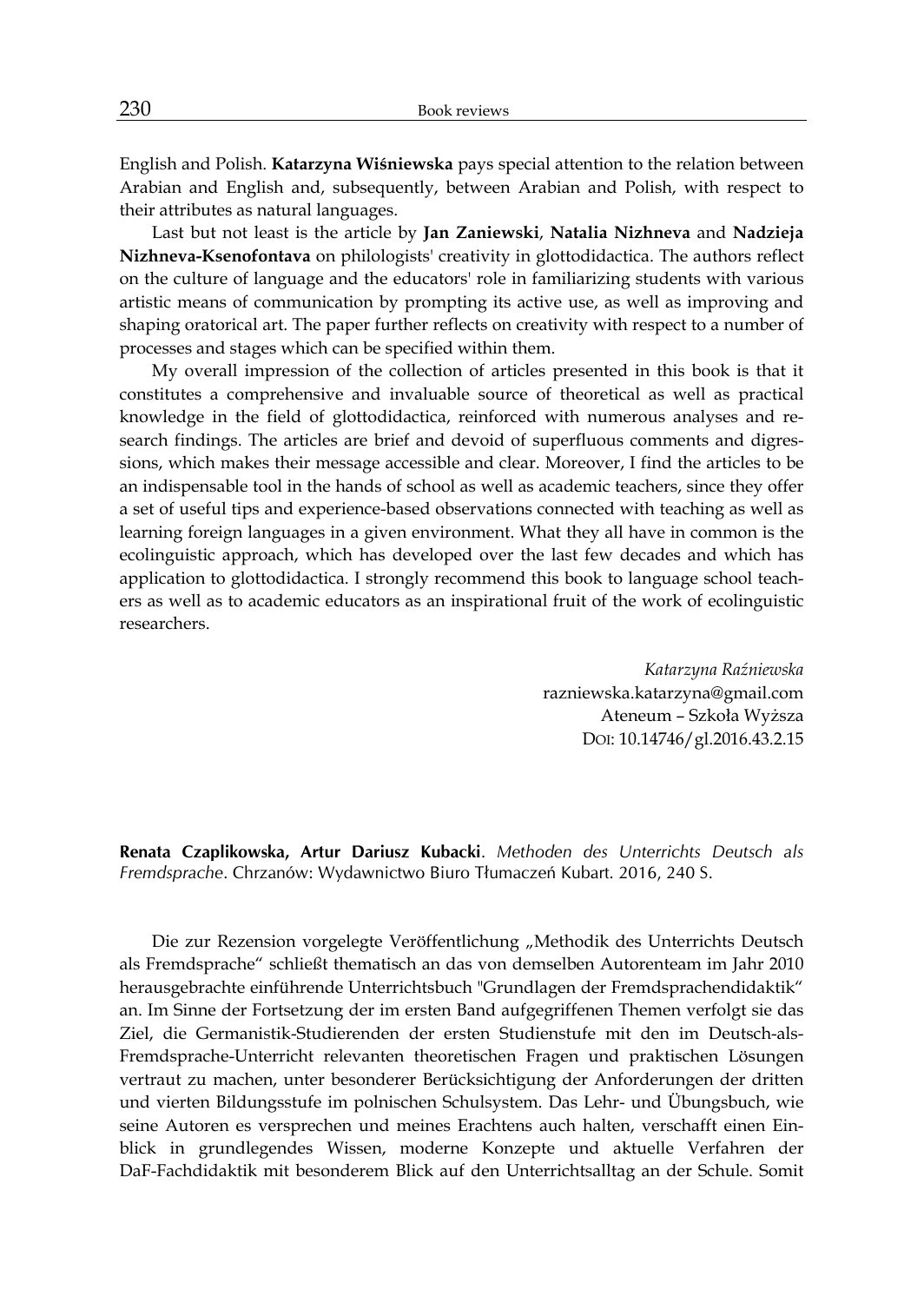English and Polish. **Katarzyna Wiśniewska** pays special attention to the relation between Arabian and English and, subsequently, between Arabian and Polish, with respect to their attributes as natural languages.

Last but not least is the article by **Jan Zaniewski**, **Natalia Nizhneva** and **Nadzieja Nizhneva-Ksenofontava** on philologists' creativity in glottodidactica. The authors reflect on the culture of language and the educators' role in familiarizing students with various artistic means of communication by prompting its active use, as well as improving and shaping oratorical art. The paper further reflects on creativity with respect to a number of processes and stages which can be specified within them.

My overall impression of the collection of articles presented in this book is that it constitutes a comprehensive and invaluable source of theoretical as well as practical knowledge in the field of glottodidactica, reinforced with numerous analyses and research findings. The articles are brief and devoid of superfluous comments and digressions, which makes their message accessible and clear. Moreover, I find the articles to be an indispensable tool in the hands of school as well as academic teachers, since they offer a set of useful tips and experience-based observations connected with teaching as well as learning foreign languages in a given environment. What they all have in common is the ecolinguistic approach, which has developed over the last few decades and which has application to glottodidactica. I strongly recommend this book to language school teachers as well as to academic educators as an inspirational fruit of the work of ecolinguistic researchers.

*Katarzyna Raźniewska*
razniewska.katarzyna@gmail.com
Ateneum – Szkoła Wyższa
DOI: 10.14746/gl.2016.43.2.15

**Renata Czaplikowska, Artur Dariusz Kubacki**. *Methoden des Unterrichts Deutsch als Fremdsprache*. Chrzanów: Wydawnictwo Biuro Tłumaczeń Kubart. 2016, 240 S.

Die zur Rezension vorgelegte Veröffentlichung „Methodik des Unterrichts Deutsch als Fremdsprache“ schließt thematisch an das von demselben Autorenteam im Jahr 2010 herausgebrachte einführende Unterrichtsbuch "Grundlagen der Fremdsprachendidaktik“ an. Im Sinne der Fortsetzung der im ersten Band aufgegriffenen Themen verfolgt sie das Ziel, die Germanistik-Studierenden der ersten Studienstufe mit den im Deutsch-als-Fremdsprache-Unterricht relevanten theoretischen Fragen und praktischen Lösungen vertraut zu machen, unter besonderer Berücksichtigung der Anforderungen der dritten und vierten Bildungsstufe im polnischen Schulsystem. Das Lehr- und Übungsbuch, wie seine Autoren es versprechen und meines Erachtens auch halten, verschafft einen Einblick in grundlegendes Wissen, moderne Konzepte und aktuelle Verfahren der DaF-Fachdidaktik mit besonderem Blick auf den Unterrichtsalltag an der Schule. Somit